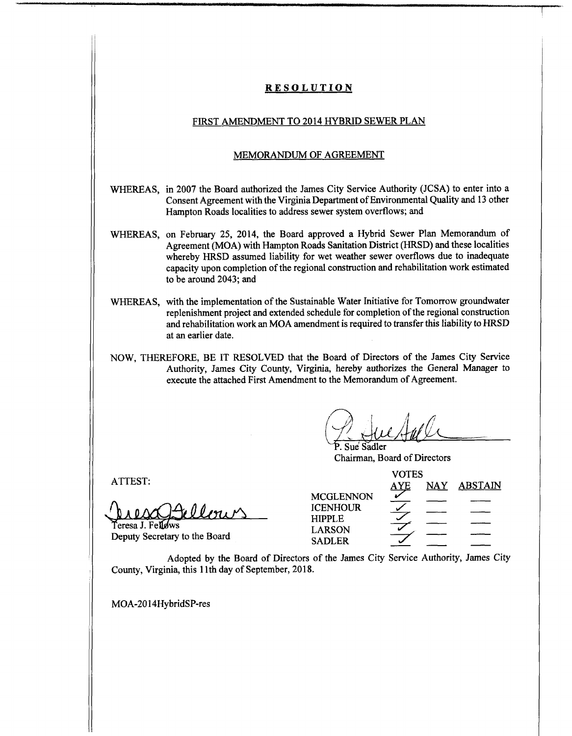# RESOLUTION

## FIRST AMENDMENT TO 2014 HYBRID SEWER PLAN

## MEMORANDUM OF AGREEMENT

WHEREAS, in 2007 the Board authorized the James City Service Authority (JCSA) to enter into a Consent Agreement with the Virginia Department of Environmental Quality and 13 other Hampton Roads localities to address sewer system overflows; and

WHEREAS, on February 25, 2014, the Board approved a Hybrid Sewer Plan Memorandum of Agreement (MOA) with Hampton Roads Sanitation District (HRSD) and these localities whereby HRSD assumed liability for wet weather sewer overflows due to inadequate capacity upon completion of the regional construction and rehabilitation work estimated to be around 2043; and

WHEREAS, with the implementation of the Sustainable Water Initiative for Tomorrow groundwater replenishment project and extended schedule for completion of the regional construction and rehabilitation work an MOA amendment is required to transfer this liability to HRSD at an earlier date.

NOW, THEREFORE, BE IT RESOLVED that the Board of Directors of the James City Service Authority, James City County, Virginia, hereby authorizes the General Manager to execute the attached First Amendment to the Memorandum of Agreement.

P. Sue Sadler
Chairman, Board of Directors

ATTEST:

Teresa J. Fellows
Deputy Secretary to the Board

| VOTES | AYE | NAY | ABSTAIN |
|---|---|---|---|
| MCGLENNON | ✓ | | |
| ICENHOUR | ✓ | | |
| HIPPLE | ✓ | | |
| LARSON | ✓ | | |
| SADLER | ✓ | | |

Adopted by the Board of Directors of the James City Service Authority, James City County, Virginia, this 11th day of September, 2018.

MOA-2014HybridSP-res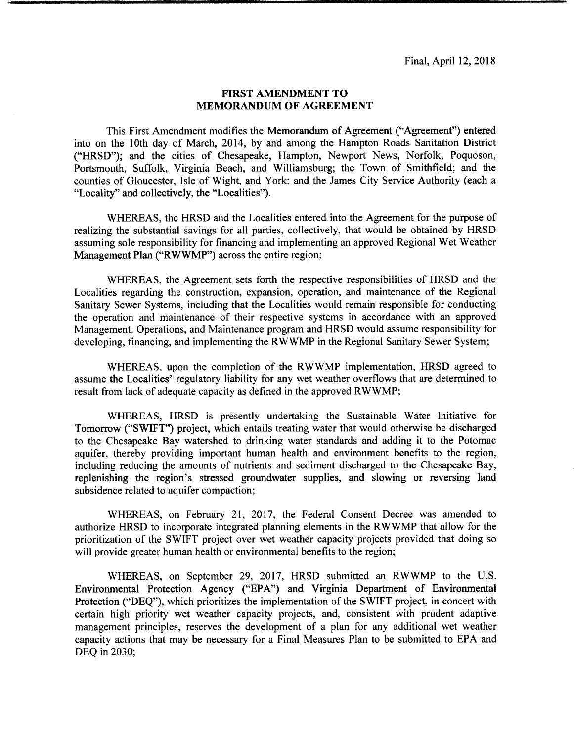Final, April 12, 2018

## FIRST AMENDMENT TO MEMORANDUM OF AGREEMENT

This First Amendment modifies the Memorandum of Agreement ("Agreement") entered into on the 10th day of March, 2014, by and among the Hampton Roads Sanitation District ("HRSD"); and the cities of Chesapeake, Hampton, Newport News, Norfolk, Poquoson, Portsmouth, Suffolk, Virginia Beach, and Williamsburg; the Town of Smithfield; and the counties of Gloucester, Isle of Wight, and York; and the James City Service Authority (each a "Locality" and collectively, the "Localities").

WHEREAS, the HRSD and the Localities entered into the Agreement for the purpose of realizing the substantial savings for all parties, collectively, that would be obtained by HRSD assuming sole responsibility for financing and implementing an approved Regional Wet Weather Management Plan ("RWWMP") across the entire region;

WHEREAS, the Agreement sets forth the respective responsibilities of HRSD and the Localities regarding the construction, expansion, operation, and maintenance of the Regional Sanitary Sewer Systems, including that the Localities would remain responsible for conducting the operation and maintenance of their respective systems in accordance with an approved Management, Operations, and Maintenance program and HRSD would assume responsibility for developing, financing, and implementing the RWWMP in the Regional Sanitary Sewer System;

WHEREAS, upon the completion of the RWWMP implementation, HRSD agreed to assume the Localities' regulatory liability for any wet weather overflows that are determined to result from lack of adequate capacity as defined in the approved RWWMP;

WHEREAS, HRSD is presently undertaking the Sustainable Water Initiative for Tomorrow ("SWIFT") project, which entails treating water that would otherwise be discharged to the Chesapeake Bay watershed to drinking water standards and adding it to the Potomac aquifer, thereby providing important human health and environment benefits to the region, including reducing the amounts of nutrients and sediment discharged to the Chesapeake Bay, replenishing the region's stressed groundwater supplies, and slowing or reversing land subsidence related to aquifer compaction;

WHEREAS, on February 21, 2017, the Federal Consent Decree was amended to authorize HRSD to incorporate integrated planning elements in the RWWMP that allow for the prioritization of the SWIFT project over wet weather capacity projects provided that doing so will provide greater human health or environmental benefits to the region;

WHEREAS, on September 29, 2017, HRSD submitted an RWWMP to the U.S. Environmental Protection Agency ("EPA") and Virginia Department of Environmental Protection ("DEQ"), which prioritizes the implementation of the SWIFT project, in concert with certain high priority wet weather capacity projects, and, consistent with prudent adaptive management principles, reserves the development of a plan for any additional wet weather capacity actions that may be necessary for a Final Measures Plan to be submitted to EPA and DEQ in 2030;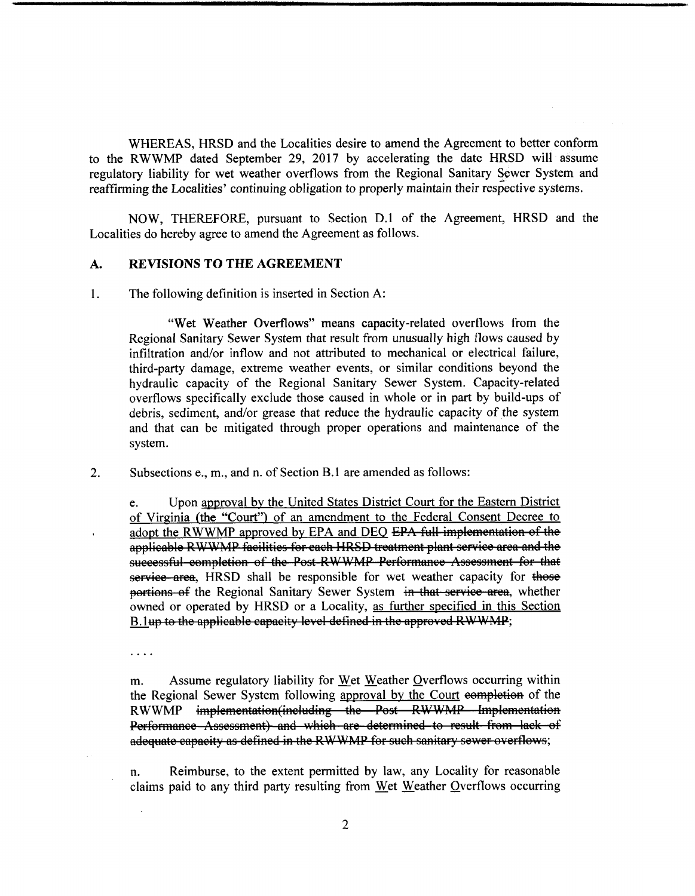WHEREAS, HRSD and the Localities desire to amend the Agreement to better conform to the RWWMP dated September 29, 2017 by accelerating the date HRSD will assume regulatory liability for wet weather overflows from the Regional Sanitary Sewer System and reaffirming the Localities' continuing obligation to properly maintain their respective systems.

NOW, THEREFORE, pursuant to Section D.1 of the Agreement, HRSD and the Localities do hereby agree to amend the Agreement as follows.

## A. REVISIONS TO THE AGREEMENT

1. The following definition is inserted in Section A:

   "Wet Weather Overflows" means capacity-related overflows from the Regional Sanitary Sewer System that result from unusually high flows caused by infiltration and/or inflow and not attributed to mechanical or electrical failure, third-party damage, extreme weather events, or similar conditions beyond the hydraulic capacity of the Regional Sanitary Sewer System. Capacity-related overflows specifically exclude those caused in whole or in part by build-ups of debris, sediment, and/or grease that reduce the hydraulic capacity of the system and that can be mitigated through proper operations and maintenance of the system.

2. Subsections e., m., and n. of Section B.1 are amended as follows:

   e. Upon <u>approval by the United States District Court for the Eastern District of Virginia (the "Court") of an amendment to the Federal Consent Decree to adopt the RWWMP approved by EPA and DEQ</u> ~~EPA full implementation of the applicable RWWMP facilities for each HRSD treatment plant service area and the successful completion of the Post RWWMP Performance Assessment for that service area~~, HRSD shall be responsible for wet weather capacity for ~~those portions of~~ the Regional Sanitary Sewer System ~~in that service area~~, whether owned or operated by HRSD or a Locality, <u>as further specified in this Section B.1</u>~~up to the applicable capacity level defined in the approved RWWMP~~;

   . . . .

   m. Assume regulatory liability for <u>W</u>et <u>W</u>eather <u>O</u>verflows occurring within the Regional Sewer System following <u>approval by the Court</u> ~~completion~~ of the RWWMP ~~implementation(including the Post RWWMP Implementation Performance Assessment) and which are determined to result from lack of adequate capacity as defined in the RWWMP for such sanitary sewer overflows~~;

   n. Reimburse, to the extent permitted by law, any Locality for reasonable claims paid to any third party resulting from <u>W</u>et <u>W</u>eather <u>O</u>verflows occurring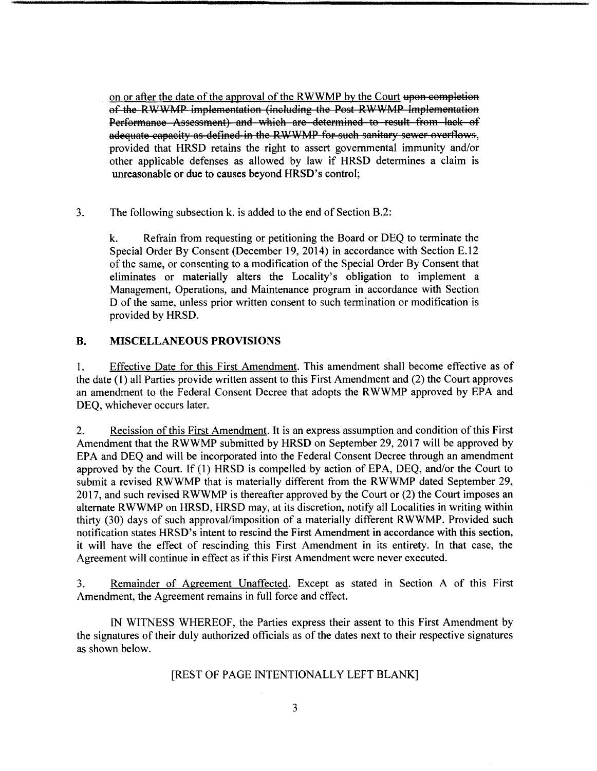on or after the date of the approval of the RWWMP by the Court ~~upon completion of the RWWMP implementation (including the Post RWWMP Implementation Performance Assessment) and which are determined to result from lack of adequate capacity as defined in the RWWMP for such sanitary sewer overflows~~, provided that HRSD retains the right to assert governmental immunity and/or other applicable defenses as allowed by law if HRSD determines a claim is unreasonable or due to causes beyond HRSD's control;

3. The following subsection k. is added to the end of Section B.2:

   k. Refrain from requesting or petitioning the Board or DEQ to terminate the Special Order By Consent (December 19, 2014) in accordance with Section E.12 of the same, or consenting to a modification of the Special Order By Consent that eliminates or materially alters the Locality's obligation to implement a Management, Operations, and Maintenance program in accordance with Section D of the same, unless prior written consent to such termination or modification is provided by HRSD.

## B. MISCELLANEOUS PROVISIONS

1. Effective Date for this First Amendment. This amendment shall become effective as of the date (1) all Parties provide written assent to this First Amendment and (2) the Court approves an amendment to the Federal Consent Decree that adopts the RWWMP approved by EPA and DEQ, whichever occurs later.

2. Recission of this First Amendment. It is an express assumption and condition of this First Amendment that the RWWMP submitted by HRSD on September 29, 2017 will be approved by EPA and DEQ and will be incorporated into the Federal Consent Decree through an amendment approved by the Court. If (1) HRSD is compelled by action of EPA, DEQ, and/or the Court to submit a revised RWWMP that is materially different from the RWWMP dated September 29, 2017, and such revised RWWMP is thereafter approved by the Court or (2) the Court imposes an alternate RWWMP on HRSD, HRSD may, at its discretion, notify all Localities in writing within thirty (30) days of such approval/imposition of a materially different RWWMP. Provided such notification states HRSD's intent to rescind the First Amendment in accordance with this section, it will have the effect of rescinding this First Amendment in its entirety. In that case, the Agreement will continue in effect as if this First Amendment were never executed.

3. Remainder of Agreement Unaffected. Except as stated in Section A of this First Amendment, the Agreement remains in full force and effect.

IN WITNESS WHEREOF, the Parties express their assent to this First Amendment by the signatures of their duly authorized officials as of the dates next to their respective signatures as shown below.

[REST OF PAGE INTENTIONALLY LEFT BLANK]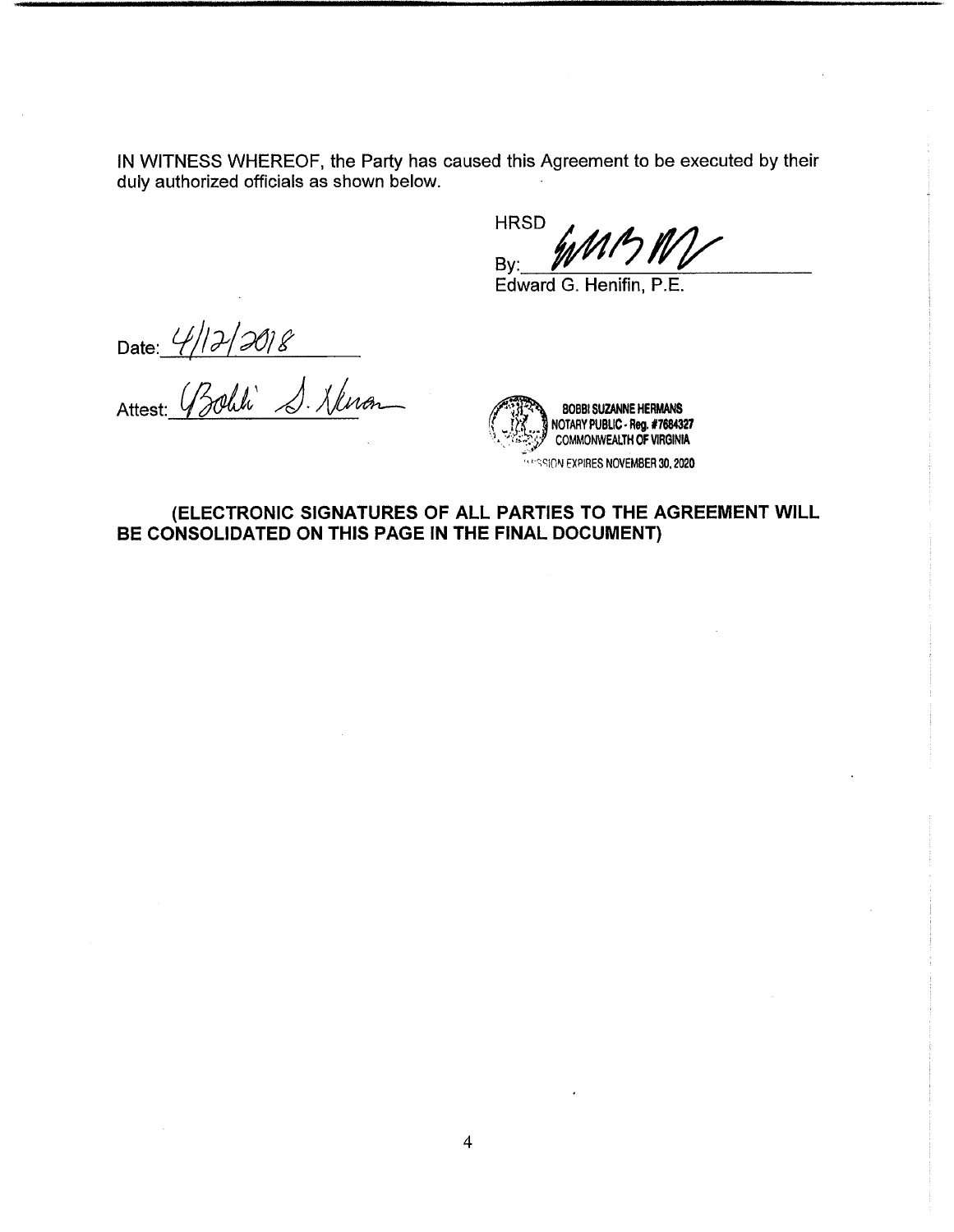IN WITNESS WHEREOF, the Party has caused this Agreement to be executed by their duly authorized officials as shown below.

HRSD

By: ______________________

Edward G. Henifin, P.E.

Date: 4/12/2018

Attest: ______________________

BOBBI SUZANNE HERMANS
NOTARY PUBLIC - Reg. #7684327
COMMONWEALTH OF VIRGINIA
...SSION EXPIRES NOVEMBER 30, 2020

**(ELECTRONIC SIGNATURES OF ALL PARTIES TO THE AGREEMENT WILL BE CONSOLIDATED ON THIS PAGE IN THE FINAL DOCUMENT)**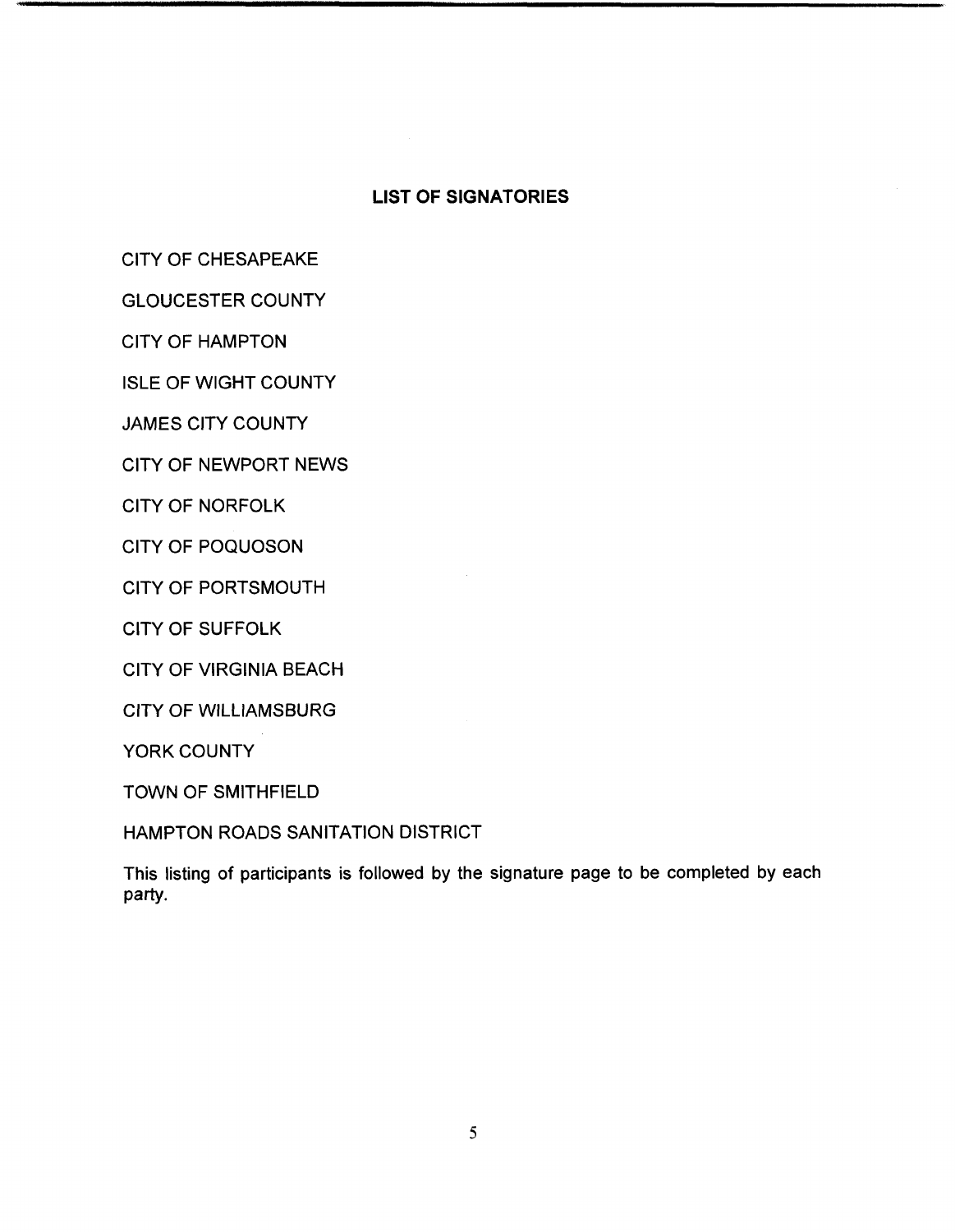## LIST OF SIGNATORIES

CITY OF CHESAPEAKE

GLOUCESTER COUNTY

CITY OF HAMPTON

ISLE OF WIGHT COUNTY

JAMES CITY COUNTY

CITY OF NEWPORT NEWS

CITY OF NORFOLK

CITY OF POQUOSON

CITY OF PORTSMOUTH

CITY OF SUFFOLK

CITY OF VIRGINIA BEACH

CITY OF WILLIAMSBURG

YORK COUNTY

TOWN OF SMITHFIELD

HAMPTON ROADS SANITATION DISTRICT

This listing of participants is followed by the signature page to be completed by each party.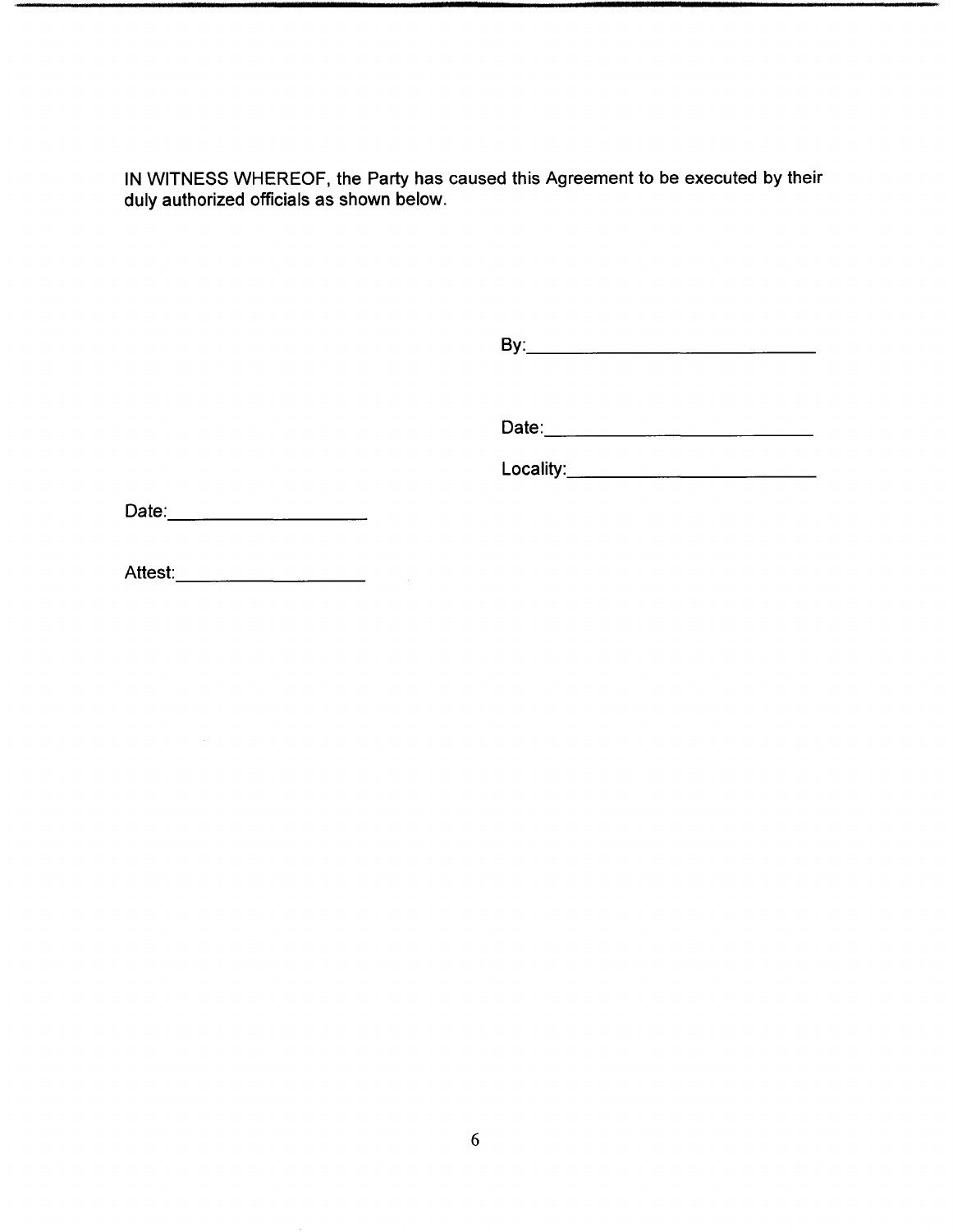IN WITNESS WHEREOF, the Party has caused this Agreement to be executed by their duly authorized officials as shown below.

By:______________________________

Date:____________________________

Locality:__________________________

Date:____________________

Attest:___________________